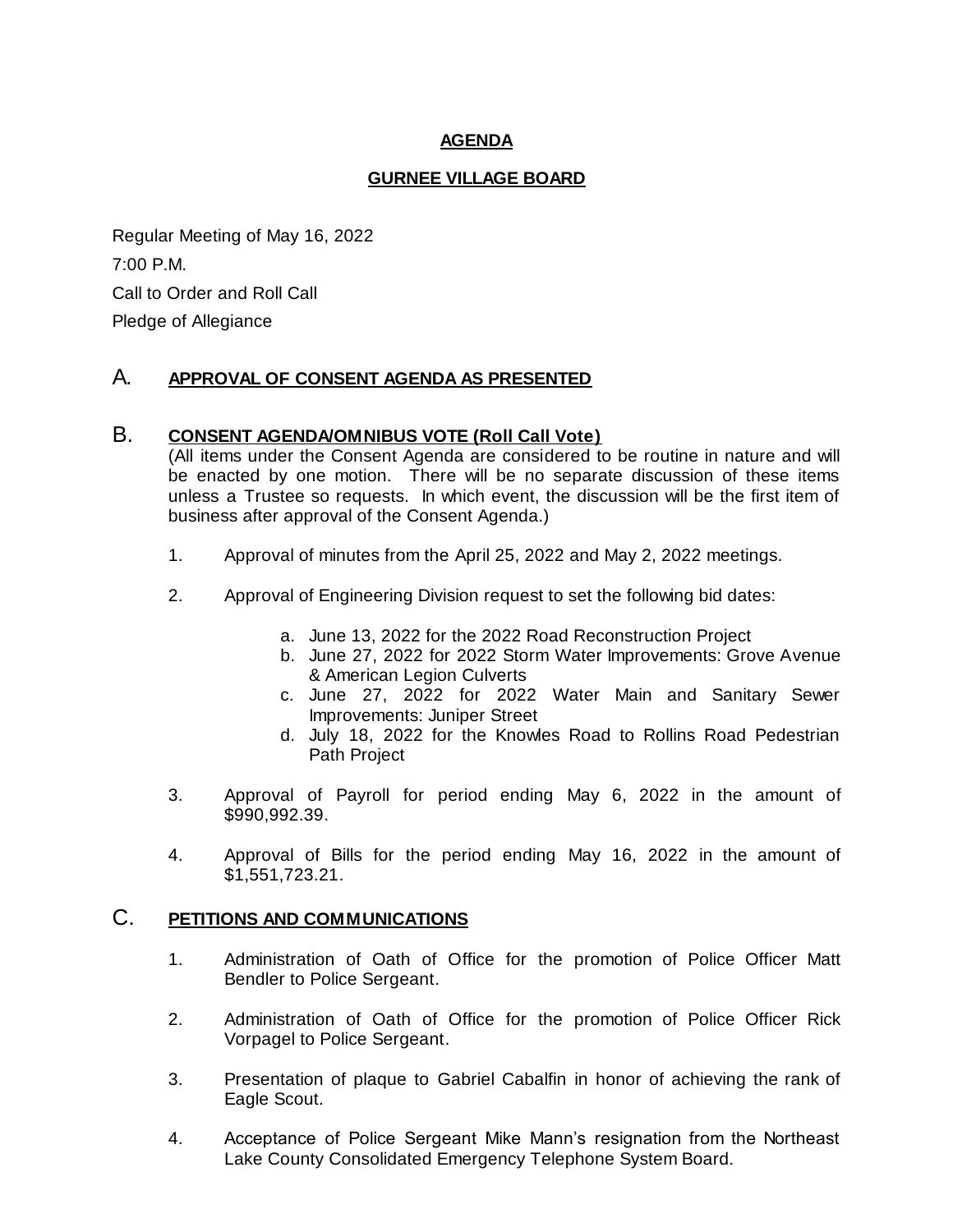# AGENDA

## GURNEE VILLAGE BOARD

Regular Meeting of May 16, 2022

7:00 P.M.

Call to Order and Roll Call

Pledge of Allegiance

## A. APPROVAL OF CONSENT AGENDA AS PRESENTED

## B. CONSENT AGENDA/OMNIBUS VOTE (Roll Call Vote)

(All items under the Consent Agenda are considered to be routine in nature and will be enacted by one motion. There will be no separate discussion of these items unless a Trustee so requests. In which event, the discussion will be the first item of business after approval of the Consent Agenda.)

1. Approval of minutes from the April 25, 2022 and May 2, 2022 meetings.

2. Approval of Engineering Division request to set the following bid dates:

   a. June 13, 2022 for the 2022 Road Reconstruction Project
   b. June 27, 2022 for 2022 Storm Water Improvements: Grove Avenue & American Legion Culverts
   c. June 27, 2022 for 2022 Water Main and Sanitary Sewer Improvements: Juniper Street
   d. July 18, 2022 for the Knowles Road to Rollins Road Pedestrian Path Project

3. Approval of Payroll for period ending May 6, 2022 in the amount of $990,992.39.

4. Approval of Bills for the period ending May 16, 2022 in the amount of $1,551,723.21.

## C. PETITIONS AND COMMUNICATIONS

1. Administration of Oath of Office for the promotion of Police Officer Matt Bendler to Police Sergeant.

2. Administration of Oath of Office for the promotion of Police Officer Rick Vorpagel to Police Sergeant.

3. Presentation of plaque to Gabriel Cabalfin in honor of achieving the rank of Eagle Scout.

4. Acceptance of Police Sergeant Mike Mann's resignation from the Northeast Lake County Consolidated Emergency Telephone System Board.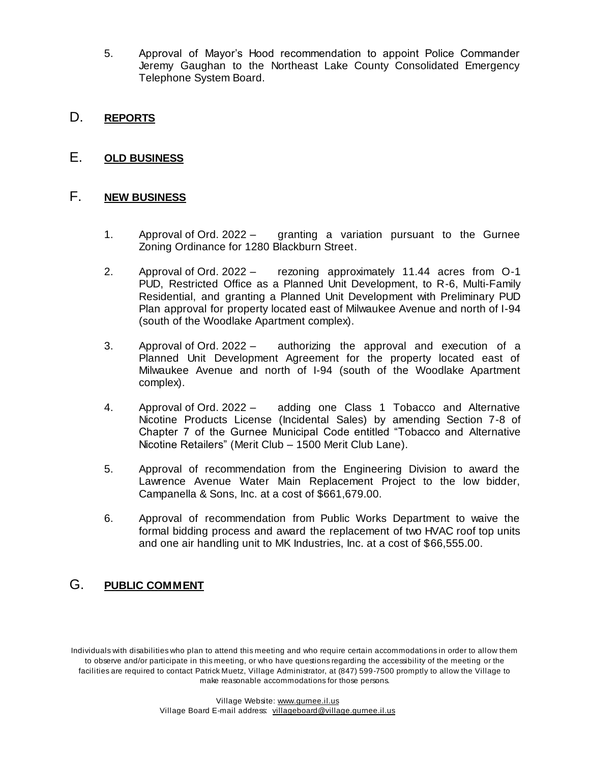5. Approval of Mayor's Hood recommendation to appoint Police Commander Jeremy Gaughan to the Northeast Lake County Consolidated Emergency Telephone System Board.

## D. **REPORTS**

## E. **OLD BUSINESS**

## F. **NEW BUSINESS**

1. Approval of Ord. 2022 – granting a variation pursuant to the Gurnee Zoning Ordinance for 1280 Blackburn Street.

2. Approval of Ord. 2022 – rezoning approximately 11.44 acres from O-1 PUD, Restricted Office as a Planned Unit Development, to R-6, Multi-Family Residential, and granting a Planned Unit Development with Preliminary PUD Plan approval for property located east of Milwaukee Avenue and north of I-94 (south of the Woodlake Apartment complex).

3. Approval of Ord. 2022 – authorizing the approval and execution of a Planned Unit Development Agreement for the property located east of Milwaukee Avenue and north of I-94 (south of the Woodlake Apartment complex).

4. Approval of Ord. 2022 – adding one Class 1 Tobacco and Alternative Nicotine Products License (Incidental Sales) by amending Section 7-8 of Chapter 7 of the Gurnee Municipal Code entitled "Tobacco and Alternative Nicotine Retailers" (Merit Club – 1500 Merit Club Lane).

5. Approval of recommendation from the Engineering Division to award the Lawrence Avenue Water Main Replacement Project to the low bidder, Campanella & Sons, Inc. at a cost of $661,679.00.

6. Approval of recommendation from Public Works Department to waive the formal bidding process and award the replacement of two HVAC roof top units and one air handling unit to MK Industries, Inc. at a cost of $66,555.00.

## G. **PUBLIC COMMENT**

Individuals with disabilities who plan to attend this meeting and who require certain accommodations in order to allow them to observe and/or participate in this meeting, or who have questions regarding the accessibility of the meeting or the facilities are required to contact Patrick Muetz, Village Administrator, at (847) 599-7500 promptly to allow the Village to make reasonable accommodations for those persons.

Village Website: www.gurnee.il.us
Village Board E-mail address: villageboard@village.gurnee.il.us